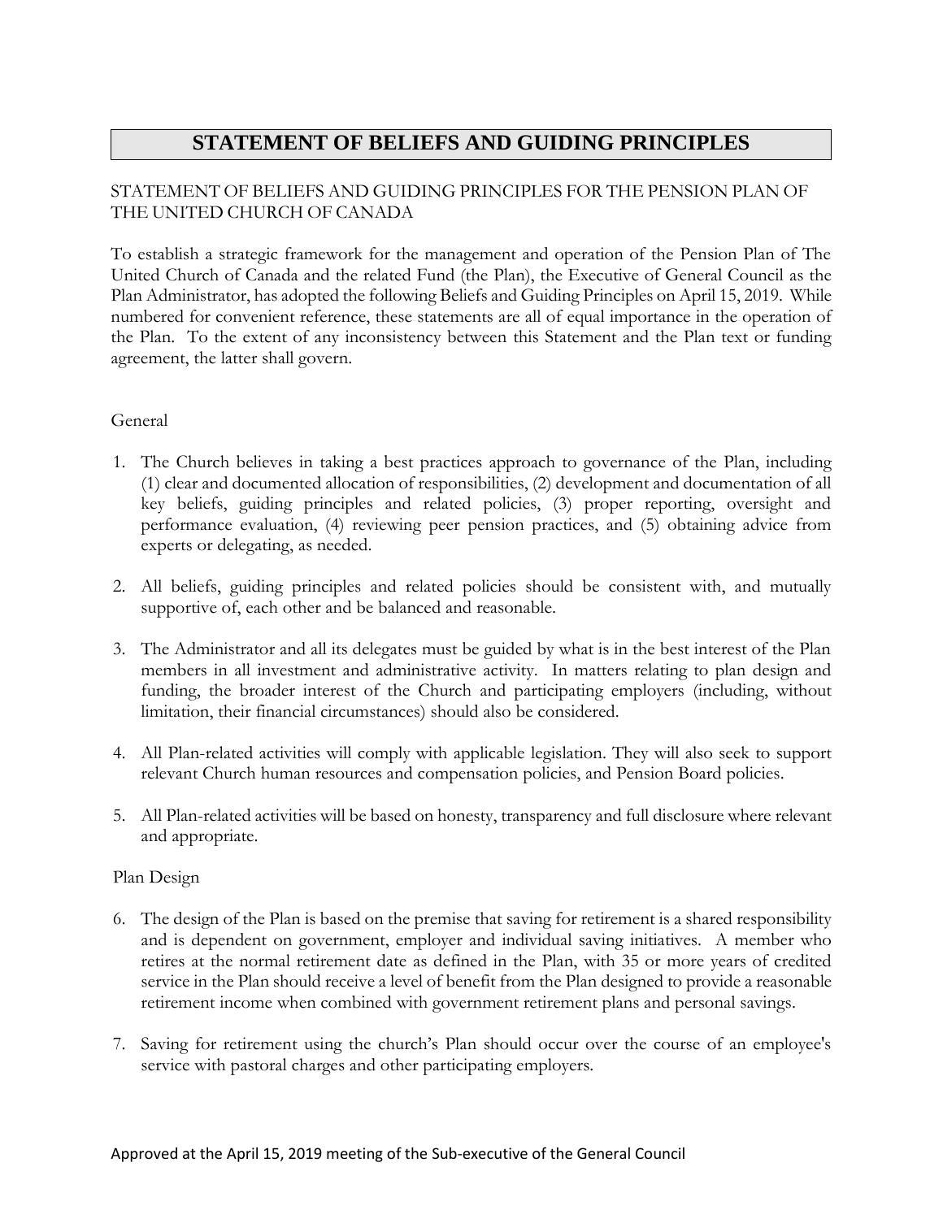# STATEMENT OF BELIEFS AND GUIDING PRINCIPLES

STATEMENT OF BELIEFS AND GUIDING PRINCIPLES FOR THE PENSION PLAN OF THE UNITED CHURCH OF CANADA

To establish a strategic framework for the management and operation of the Pension Plan of The United Church of Canada and the related Fund (the Plan), the Executive of General Council as the Plan Administrator, has adopted the following Beliefs and Guiding Principles on April 15, 2019. While numbered for convenient reference, these statements are all of equal importance in the operation of the Plan. To the extent of any inconsistency between this Statement and the Plan text or funding agreement, the latter shall govern.

## General

1. The Church believes in taking a best practices approach to governance of the Plan, including (1) clear and documented allocation of responsibilities, (2) development and documentation of all key beliefs, guiding principles and related policies, (3) proper reporting, oversight and performance evaluation, (4) reviewing peer pension practices, and (5) obtaining advice from experts or delegating, as needed.

2. All beliefs, guiding principles and related policies should be consistent with, and mutually supportive of, each other and be balanced and reasonable.

3. The Administrator and all its delegates must be guided by what is in the best interest of the Plan members in all investment and administrative activity. In matters relating to plan design and funding, the broader interest of the Church and participating employers (including, without limitation, their financial circumstances) should also be considered.

4. All Plan-related activities will comply with applicable legislation. They will also seek to support relevant Church human resources and compensation policies, and Pension Board policies.

5. All Plan-related activities will be based on honesty, transparency and full disclosure where relevant and appropriate.

## Plan Design

6. The design of the Plan is based on the premise that saving for retirement is a shared responsibility and is dependent on government, employer and individual saving initiatives. A member who retires at the normal retirement date as defined in the Plan, with 35 or more years of credited service in the Plan should receive a level of benefit from the Plan designed to provide a reasonable retirement income when combined with government retirement plans and personal savings.

7. Saving for retirement using the church's Plan should occur over the course of an employee's service with pastoral charges and other participating employers.

Approved at the April 15, 2019 meeting of the Sub-executive of the General Council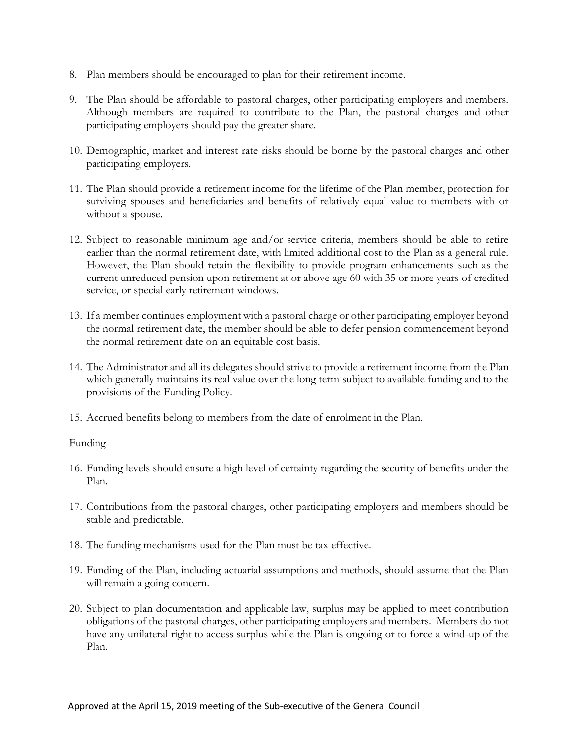8. Plan members should be encouraged to plan for their retirement income.

9. The Plan should be affordable to pastoral charges, other participating employers and members. Although members are required to contribute to the Plan, the pastoral charges and other participating employers should pay the greater share.

10. Demographic, market and interest rate risks should be borne by the pastoral charges and other participating employers.

11. The Plan should provide a retirement income for the lifetime of the Plan member, protection for surviving spouses and beneficiaries and benefits of relatively equal value to members with or without a spouse.

12. Subject to reasonable minimum age and/or service criteria, members should be able to retire earlier than the normal retirement date, with limited additional cost to the Plan as a general rule. However, the Plan should retain the flexibility to provide program enhancements such as the current unreduced pension upon retirement at or above age 60 with 35 or more years of credited service, or special early retirement windows.

13. If a member continues employment with a pastoral charge or other participating employer beyond the normal retirement date, the member should be able to defer pension commencement beyond the normal retirement date on an equitable cost basis.

14. The Administrator and all its delegates should strive to provide a retirement income from the Plan which generally maintains its real value over the long term subject to available funding and to the provisions of the Funding Policy.

15. Accrued benefits belong to members from the date of enrolment in the Plan.

Funding

16. Funding levels should ensure a high level of certainty regarding the security of benefits under the Plan.

17. Contributions from the pastoral charges, other participating employers and members should be stable and predictable.

18. The funding mechanisms used for the Plan must be tax effective.

19. Funding of the Plan, including actuarial assumptions and methods, should assume that the Plan will remain a going concern.

20. Subject to plan documentation and applicable law, surplus may be applied to meet contribution obligations of the pastoral charges, other participating employers and members. Members do not have any unilateral right to access surplus while the Plan is ongoing or to force a wind-up of the Plan.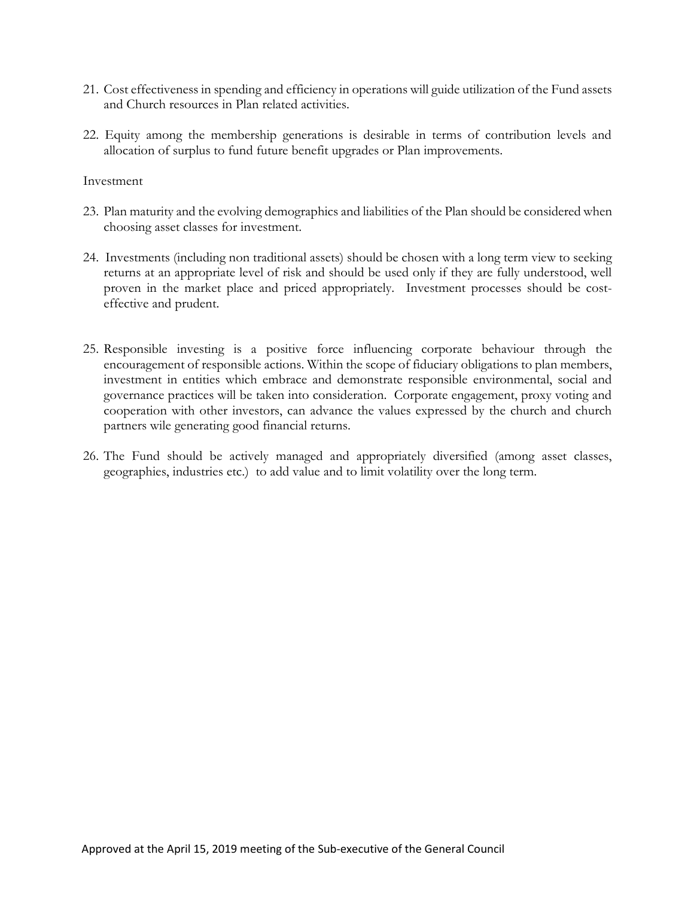21. Cost effectiveness in spending and efficiency in operations will guide utilization of the Fund assets and Church resources in Plan related activities.

22. Equity among the membership generations is desirable in terms of contribution levels and allocation of surplus to fund future benefit upgrades or Plan improvements.

Investment

23. Plan maturity and the evolving demographics and liabilities of the Plan should be considered when choosing asset classes for investment.

24. Investments (including non traditional assets) should be chosen with a long term view to seeking returns at an appropriate level of risk and should be used only if they are fully understood, well proven in the market place and priced appropriately. Investment processes should be cost-effective and prudent.

25. Responsible investing is a positive force influencing corporate behaviour through the encouragement of responsible actions. Within the scope of fiduciary obligations to plan members, investment in entities which embrace and demonstrate responsible environmental, social and governance practices will be taken into consideration. Corporate engagement, proxy voting and cooperation with other investors, can advance the values expressed by the church and church partners wile generating good financial returns.

26. The Fund should be actively managed and appropriately diversified (among asset classes, geographies, industries etc.) to add value and to limit volatility over the long term.

Approved at the April 15, 2019 meeting of the Sub-executive of the General Council